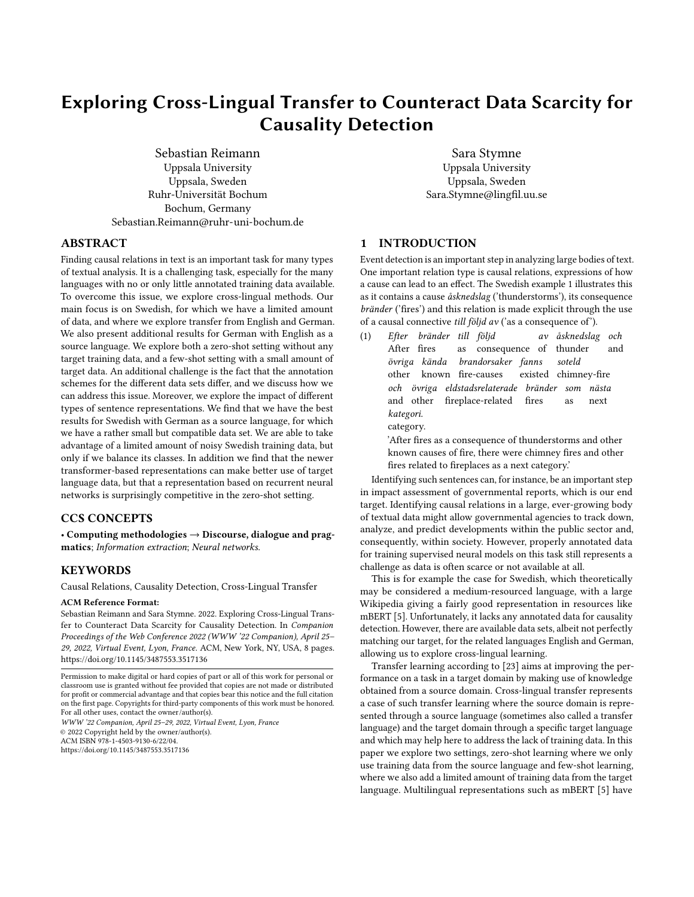# Exploring Cross-Lingual Transfer to Counteract Data Scarcity for Causality Detection

Sebastian Reimann
Uppsala University
Uppsala, Sweden
Ruhr-Universität Bochum
Bochum, Germany
Sebastian.Reimann@ruhr-uni-bochum.de

Sara Stymne
Uppsala University
Uppsala, Sweden
Sara.Stymne@lingfil.uu.se

## ABSTRACT

Finding causal relations in text is an important task for many types of textual analysis. It is a challenging task, especially for the many languages with no or only little annotated training data available. To overcome this issue, we explore cross-lingual methods. Our main focus is on Swedish, for which we have a limited amount of data, and where we explore transfer from English and German. We also present additional results for German with English as a source language. We explore both a zero-shot setting without any target training data, and a few-shot setting with a small amount of target data. An additional challenge is the fact that the annotation schemes for the different data sets differ, and we discuss how we can address this issue. Moreover, we explore the impact of different types of sentence representations. We find that we have the best results for Swedish with German as a source language, for which we have a rather small but compatible data set. We are able to take advantage of a limited amount of noisy Swedish training data, but only if we balance its classes. In addition we find that the newer transformer-based representations can make better use of target language data, but that a representation based on recurrent neural networks is surprisingly competitive in the zero-shot setting.

## CCS CONCEPTS

• **Computing methodologies** → **Discourse, dialogue and pragmatics**; *Information extraction*; *Neural networks.*

## KEYWORDS

Causal Relations, Causality Detection, Cross-Lingual Transfer

**ACM Reference Format:**
Sebastian Reimann and Sara Stymne. 2022. Exploring Cross-Lingual Transfer to Counteract Data Scarcity for Causality Detection. In *Companion Proceedings of the Web Conference 2022 (WWW '22 Companion), April 25–29, 2022, Virtual Event, Lyon, France.* ACM, New York, NY, USA, 8 pages. https://doi.org/10.1145/3487553.3517136

Permission to make digital or hard copies of part or all of this work for personal or classroom use is granted without fee provided that copies are not made or distributed for profit or commercial advantage and that copies bear this notice and the full citation on the first page. Copyrights for third-party components of this work must be honored. For all other uses, contact the owner/author(s).
*WWW '22 Companion, April 25–29, 2022, Virtual Event, Lyon, France*
© 2022 Copyright held by the owner/author(s).
ACM ISBN 978-1-4503-9130-6/22/04.
https://doi.org/10.1145/3487553.3517136

## 1 INTRODUCTION

Event detection is an important step in analyzing large bodies of text. One important relation type is causal relations, expressions of how a cause can lead to an effect. The Swedish example 1 illustrates this as it contains a cause *åsknedslag* ('thunderstorms'), its consequence *bränder* ('fires') and this relation is made explicit through the use of a causal connective *till följd av* ('as a consequence of').

(1) *Efter bränder till följd av åsknedslag och övriga kända brandorsaker fanns soteld och övriga eldstadsrelaterade bränder som nästa kategori.*
After fires as consequence of thunder and other known fire-causes existed chimney-fire and other fireplace-related fires as next category.
'After fires as a consequence of thunderstorms and other known causes of fire, there were chimney fires and other fires related to fireplaces as a next category.'

Identifying such sentences can, for instance, be an important step in impact assessment of governmental reports, which is our end target. Identifying causal relations in a large, ever-growing body of textual data might allow governmental agencies to track down, analyze, and predict developments within the public sector and, consequently, within society. However, properly annotated data for training supervised neural models on this task still represents a challenge as data is often scarce or not available at all.

This is for example the case for Swedish, which theoretically may be considered a medium-resourced language, with a large Wikipedia giving a fairly good representation in resources like mBERT [5]. Unfortunately, it lacks any annotated data for causality detection. However, there are available data sets, albeit not perfectly matching our target, for the related languages English and German, allowing us to explore cross-lingual learning.

Transfer learning according to [23] aims at improving the performance on a task in a target domain by making use of knowledge obtained from a source domain. Cross-lingual transfer represents a case of such transfer learning where the source domain is represented through a source language (sometimes also called a transfer language) and the target domain through a specific target language and which may help here to address the lack of training data. In this paper we explore two settings, zero-shot learning where we only use training data from the source language and few-shot learning, where we also add a limited amount of training data from the target language. Multilingual representations such as mBERT [5] have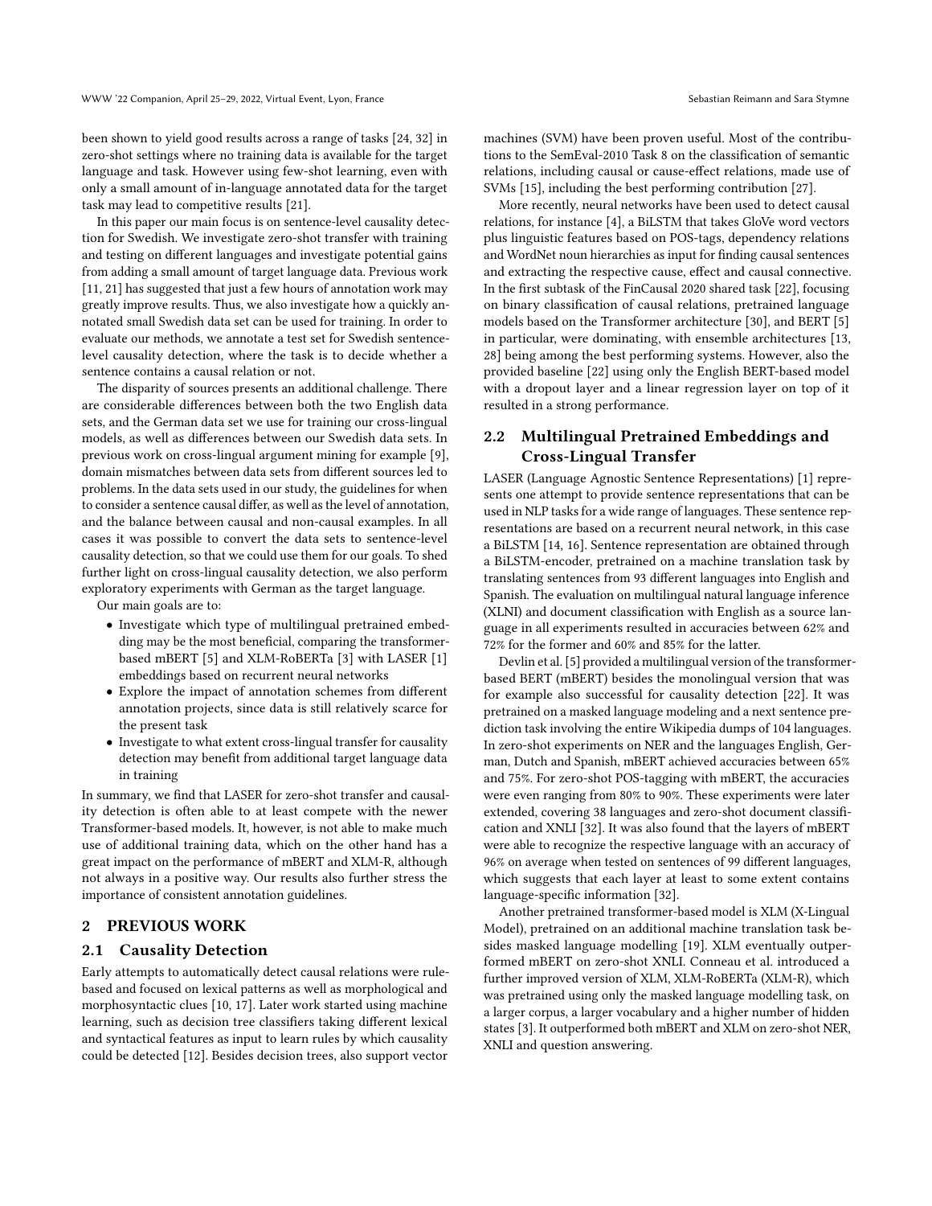been shown to yield good results across a range of tasks [24, 32] in zero-shot settings where no training data is available for the target language and task. However using few-shot learning, even with only a small amount of in-language annotated data for the target task may lead to competitive results [21].

In this paper our main focus is on sentence-level causality detection for Swedish. We investigate zero-shot transfer with training and testing on different languages and investigate potential gains from adding a small amount of target language data. Previous work [11, 21] has suggested that just a few hours of annotation work may greatly improve results. Thus, we also investigate how a quickly annotated small Swedish data set can be used for training. In order to evaluate our methods, we annotate a test set for Swedish sentence-level causality detection, where the task is to decide whether a sentence contains a causal relation or not.

The disparity of sources presents an additional challenge. There are considerable differences between both the two English data sets, and the German data set we use for training our cross-lingual models, as well as differences between our Swedish data sets. In previous work on cross-lingual argument mining for example [9], domain mismatches between data sets from different sources led to problems. In the data sets used in our study, the guidelines for when to consider a sentence causal differ, as well as the level of annotation, and the balance between causal and non-causal examples. In all cases it was possible to convert the data sets to sentence-level causality detection, so that we could use them for our goals. To shed further light on cross-lingual causality detection, we also perform exploratory experiments with German as the target language.

Our main goals are to:

- Investigate which type of multilingual pretrained embedding may be the most beneficial, comparing the transformer-based mBERT [5] and XLM-RoBERTa [3] with LASER [1] embeddings based on recurrent neural networks
- Explore the impact of annotation schemes from different annotation projects, since data is still relatively scarce for the present task
- Investigate to what extent cross-lingual transfer for causality detection may benefit from additional target language data in training

In summary, we find that LASER for zero-shot transfer and causality detection is often able to at least compete with the newer Transformer-based models. It, however, is not able to make much use of additional training data, which on the other hand has a great impact on the performance of mBERT and XLM-R, although not always in a positive way. Our results also further stress the importance of consistent annotation guidelines.

## 2 PREVIOUS WORK

### 2.1 Causality Detection

Early attempts to automatically detect causal relations were rule-based and focused on lexical patterns as well as morphological and morphosyntactic clues [10, 17]. Later work started using machine learning, such as decision tree classifiers taking different lexical and syntactical features as input to learn rules by which causality could be detected [12]. Besides decision trees, also support vector machines (SVM) have been proven useful. Most of the contributions to the SemEval-2010 Task 8 on the classification of semantic relations, including causal or cause-effect relations, made use of SVMs [15], including the best performing contribution [27].

More recently, neural networks have been used to detect causal relations, for instance [4], a BiLSTM that takes GloVe word vectors plus linguistic features based on POS-tags, dependency relations and WordNet noun hierarchies as input for finding causal sentences and extracting the respective cause, effect and causal connective. In the first subtask of the FinCausal 2020 shared task [22], focusing on binary classification of causal relations, pretrained language models based on the Transformer architecture [30], and BERT [5] in particular, were dominating, with ensemble architectures [13, 28] being among the best performing systems. However, also the provided baseline [22] using only the English BERT-based model with a dropout layer and a linear regression layer on top of it resulted in a strong performance.

### 2.2 Multilingual Pretrained Embeddings and Cross-Lingual Transfer

LASER (Language Agnostic Sentence Representations) [1] represents one attempt to provide sentence representations that can be used in NLP tasks for a wide range of languages. These sentence representations are based on a recurrent neural network, in this case a BiLSTM [14, 16]. Sentence representation are obtained through a BiLSTM-encoder, pretrained on a machine translation task by translating sentences from 93 different languages into English and Spanish. The evaluation on multilingual natural language inference (XLNI) and document classification with English as a source language in all experiments resulted in accuracies between 62% and 72% for the former and 60% and 85% for the latter.

Devlin et al. [5] provided a multilingual version of the transformer-based BERT (mBERT) besides the monolingual version that was for example also successful for causality detection [22]. It was pretrained on a masked language modeling and a next sentence prediction task involving the entire Wikipedia dumps of 104 languages. In zero-shot experiments on NER and the languages English, German, Dutch and Spanish, mBERT achieved accuracies between 65% and 75%. For zero-shot POS-tagging with mBERT, the accuracies were even ranging from 80% to 90%. These experiments were later extended, covering 38 languages and zero-shot document classification and XNLI [32]. It was also found that the layers of mBERT were able to recognize the respective language with an accuracy of 96% on average when tested on sentences of 99 different languages, which suggests that each layer at least to some extent contains language-specific information [32].

Another pretrained transformer-based model is XLM (X-Lingual Model), pretrained on an additional machine translation task besides masked language modelling [19]. XLM eventually outperformed mBERT on zero-shot XNLI. Conneau et al. introduced a further improved version of XLM, XLM-RoBERTa (XLM-R), which was pretrained using only the masked language modelling task, on a larger corpus, a larger vocabulary and a higher number of hidden states [3]. It outperformed both mBERT and XLM on zero-shot NER, XNLI and question answering.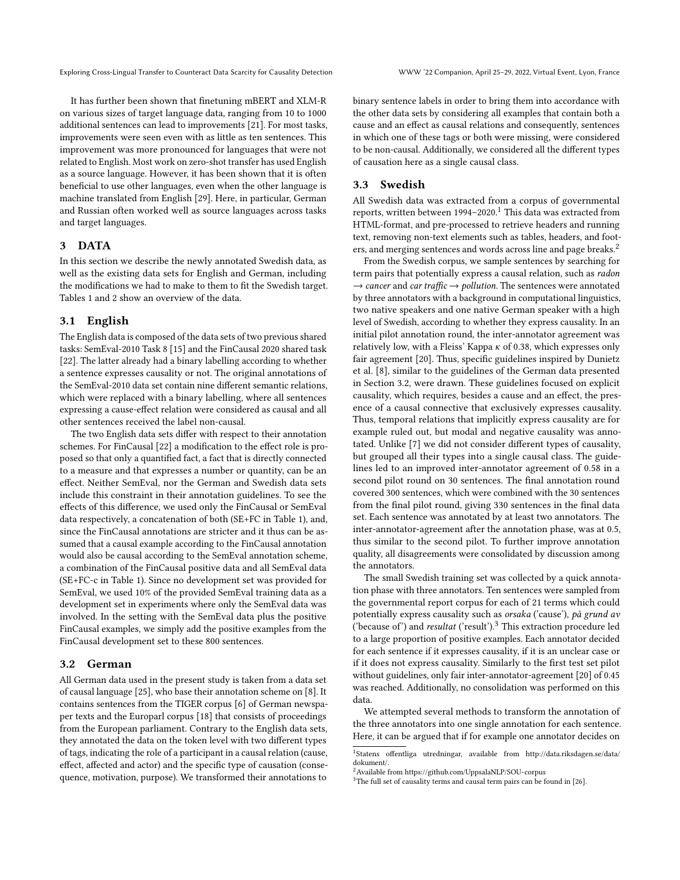It has further been shown that finetuning mBERT and XLM-R on various sizes of target language data, ranging from 10 to 1000 additional sentences can lead to improvements [21]. For most tasks, improvements were seen even with as little as ten sentences. This improvement was more pronounced for languages that were not related to English. Most work on zero-shot transfer has used English as a source language. However, it has been shown that it is often beneficial to use other languages, even when the other language is machine translated from English [29]. Here, in particular, German and Russian often worked well as source languages across tasks and target languages.

## 3 DATA

In this section we describe the newly annotated Swedish data, as well as the existing data sets for English and German, including the modifications we had to make to them to fit the Swedish target. Tables 1 and 2 show an overview of the data.

### 3.1 English

The English data is composed of the data sets of two previous shared tasks: SemEval-2010 Task 8 [15] and the FinCausal 2020 shared task [22]. The latter already had a binary labelling according to whether a sentence expresses causality or not. The original annotations of the SemEval-2010 data set contain nine different semantic relations, which were replaced with a binary labelling, where all sentences expressing a cause-effect relation were considered as causal and all other sentences received the label non-causal.

The two English data sets differ with respect to their annotation schemes. For FinCausal [22] a modification to the effect role is proposed so that only a quantified fact, a fact that is directly connected to a measure and that expresses a number or quantity, can be an effect. Neither SemEval, nor the German and Swedish data sets include this constraint in their annotation guidelines. To see the effects of this difference, we used only the FinCausal or SemEval data respectively, a concatenation of both (SE+FC in Table 1), and, since the FinCausal annotations are stricter and it thus can be assumed that a causal example according to the FinCausal annotation would also be causal according to the SemEval annotation scheme, a combination of the FinCausal positive data and all SemEval data (SE+FC-c in Table 1). Since no development set was provided for SemEval, we used 10% of the provided SemEval training data as a development set in experiments where only the SemEval data was involved. In the setting with the SemEval data plus the positive FinCausal examples, we simply add the positive examples from the FinCausal development set to these 800 sentences.

### 3.2 German

All German data used in the present study is taken from a data set of causal language [25], who base their annotation scheme on [8]. It contains sentences from the TIGER corpus [6] of German newspaper texts and the Europarl corpus [18] that consists of proceedings from the European parliament. Contrary to the English data sets, they annotated the data on the token level with two different types of tags, indicating the role of a participant in a causal relation (cause, effect, affected and actor) and the specific type of causation (consequence, motivation, purpose). We transformed their annotations to binary sentence labels in order to bring them into accordance with the other data sets by considering all examples that contain both a cause and an effect as causal relations and consequently, sentences in which one of these tags or both were missing, were considered to be non-causal. Additionally, we considered all the different types of causation here as a single causal class.

### 3.3 Swedish

All Swedish data was extracted from a corpus of governmental reports, written between 1994–2020.[1] This data was extracted from HTML-format, and pre-processed to retrieve headers and running text, removing non-text elements such as tables, headers, and footers, and merging sentences and words across line and page breaks.[2]

From the Swedish corpus, we sample sentences by searching for term pairs that potentially express a causal relation, such as *radon* → *cancer* and *car traffic* → *pollution*. The sentences were annotated by three annotators with a background in computational linguistics, two native speakers and one native German speaker with a high level of Swedish, according to whether they express causality. In an initial pilot annotation round, the inter-annotator agreement was relatively low, with a Fleiss' Kappa $\kappa$ of 0.38, which expresses only fair agreement [20]. Thus, specific guidelines inspired by Dunietz et al. [8], similar to the guidelines of the German data presented in Section 3.2, were drawn. These guidelines focused on explicit causality, which requires, besides a cause and an effect, the presence of a causal connective that exclusively expresses causality. Thus, temporal relations that implicitly express causality are for example ruled out, but modal and negative causality was annotated. Unlike [7] we did not consider different types of causality, but grouped all their types into a single causal class. The guidelines led to an improved inter-annotator agreement of 0.58 in a second pilot round on 30 sentences. The final annotation round covered 300 sentences, which were combined with the 30 sentences from the final pilot round, giving 330 sentences in the final data set. Each sentence was annotated by at least two annotators. The inter-annotator-agreement after the annotation phase, was at 0.5, thus similar to the second pilot. To further improve annotation quality, all disagreements were consolidated by discussion among the annotators.

The small Swedish training set was collected by a quick annotation phase with three annotators. Ten sentences were sampled from the governmental report corpus for each of 21 terms which could potentially express causality such as *orsaka* ('cause'), *på grund av* ('because of') and *resultat* ('result').[3] This extraction procedure led to a large proportion of positive examples. Each annotator decided for each sentence if it expresses causality, if it is an unclear case or if it does not express causality. Similarly to the first test set pilot without guidelines, only fair inter-annotator-agreement [20] of 0.45 was reached. Additionally, no consolidation was performed on this data.

We attempted several methods to transform the annotation of the three annotators into one single annotation for each sentence. Here, it can be argued that if for example one annotator decides on

[1] Statens offentliga utredningar, available from http://data.riksdagen.se/data/dokument/.

[2] Available from https://github.com/UppsalaNLP/SOU-corpus

[3] The full set of causality terms and causal term pairs can be found in [26].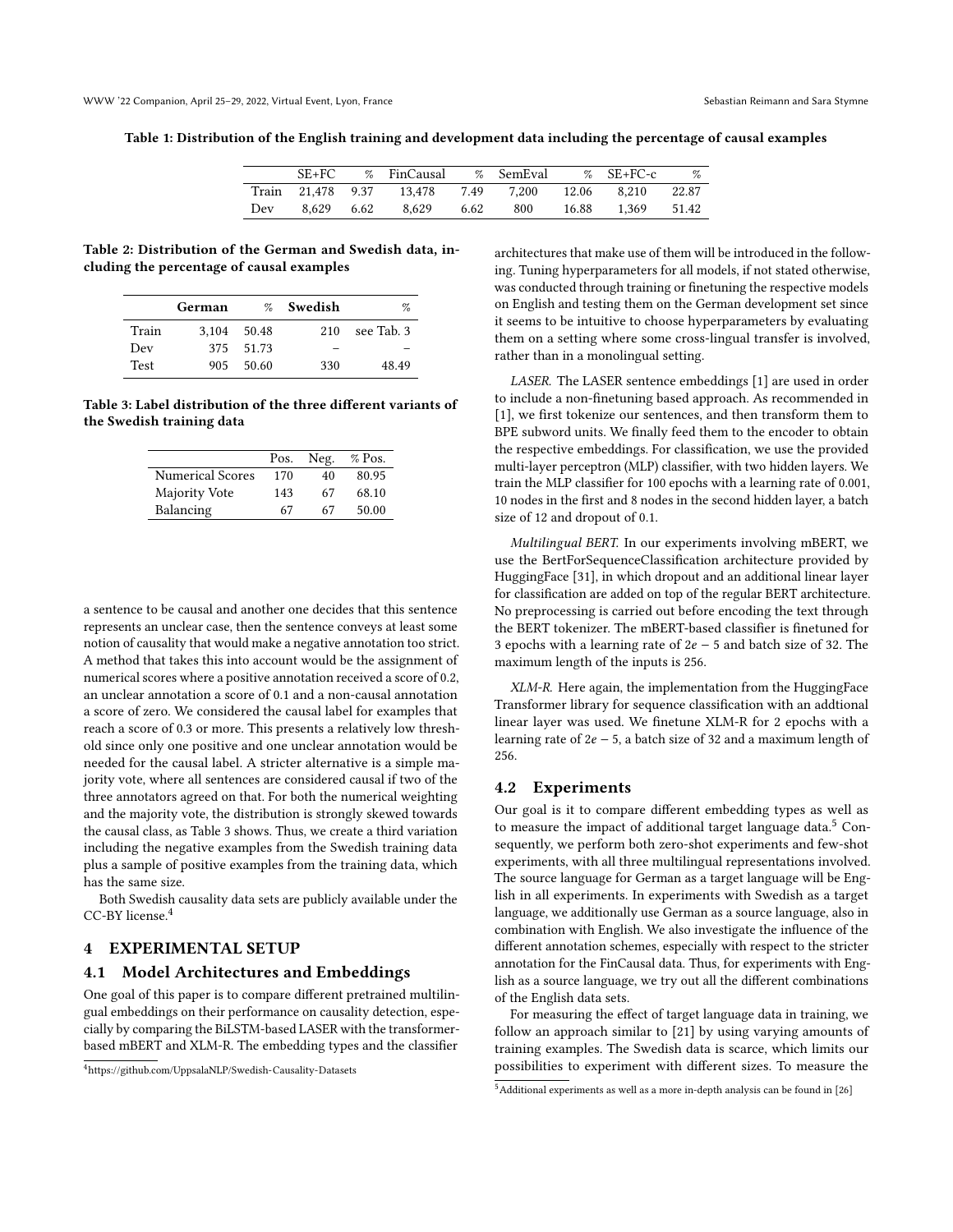Table 1: Distribution of the English training and development data including the percentage of causal examples

| | SE+FC | % | FinCausal | % | SemEval | % | SE+FC-c | % |
|---|---|---|---|---|---|---|---|---|
| Train | 21,478 | 9.37 | 13,478 | 7.49 | 7,200 | 12.06 | 8,210 | 22.87 |
| Dev | 8,629 | 6.62 | 8,629 | 6.62 | 800 | 16.88 | 1,369 | 51.42 |

Table 2: Distribution of the German and Swedish data, including the percentage of causal examples

| | German | % | Swedish | % |
|---|---|---|---|---|
| Train | 3,104 | 50.48 | 210 | see Tab. 3 |
| Dev | 375 | 51.73 | – | – |
| Test | 905 | 50.60 | 330 | 48.49 |

Table 3: Label distribution of the three different variants of the Swedish training data

| | Pos. | Neg. | % Pos. |
|---|---|---|---|
| Numerical Scores | 170 | 40 | 80.95 |
| Majority Vote | 143 | 67 | 68.10 |
| Balancing | 67 | 67 | 50.00 |

a sentence to be causal and another one decides that this sentence represents an unclear case, then the sentence conveys at least some notion of causality that would make a negative annotation too strict. A method that takes this into account would be the assignment of numerical scores where a positive annotation received a score of 0.2, an unclear annotation a score of 0.1 and a non-causal annotation a score of zero. We considered the causal label for examples that reach a score of 0.3 or more. This presents a relatively low threshold since only one positive and one unclear annotation would be needed for the causal label. A stricter alternative is a simple majority vote, where all sentences are considered causal if two of the three annotators agreed on that. For both the numerical weighting and the majority vote, the distribution is strongly skewed towards the causal class, as Table 3 shows. Thus, we create a third variation including the negative examples from the Swedish training data plus a sample of positive examples from the training data, which has the same size.

Both Swedish causality data sets are publicly available under the CC-BY license.[4]

## 4 EXPERIMENTAL SETUP

### 4.1 Model Architectures and Embeddings

One goal of this paper is to compare different pretrained multilingual embeddings on their performance on causality detection, especially by comparing the BiLSTM-based LASER with the transformer-based mBERT and XLM-R. The embedding types and the classifier architectures that make use of them will be introduced in the following. Tuning hyperparameters for all models, if not stated otherwise, was conducted through training or finetuning the respective models on English and testing them on the German development set since it seems to be intuitive to choose hyperparameters by evaluating them on a setting where some cross-lingual transfer is involved, rather than in a monolingual setting.

*LASER.* The LASER sentence embeddings [1] are used in order to include a non-finetuning based approach. As recommended in [1], we first tokenize our sentences, and then transform them to BPE subword units. We finally feed them to the encoder to obtain the respective embeddings. For classification, we use the provided multi-layer perceptron (MLP) classifier, with two hidden layers. We train the MLP classifier for 100 epochs with a learning rate of 0.001, 10 nodes in the first and 8 nodes in the second hidden layer, a batch size of 12 and dropout of 0.1.

*Multilingual BERT.* In our experiments involving mBERT, we use the BertForSequenceClassification architecture provided by HuggingFace [31], in which dropout and an additional linear layer for classification are added on top of the regular BERT architecture. No preprocessing is carried out before encoding the text through the BERT tokenizer. The mBERT-based classifier is finetuned for 3 epochs with a learning rate of $2e-5$ and batch size of 32. The maximum length of the inputs is 256.

*XLM-R.* Here again, the implementation from the HuggingFace Transformer library for sequence classification with an addtional linear layer was used. We finetune XLM-R for 2 epochs with a learning rate of $2e-5$, a batch size of 32 and a maximum length of 256.

### 4.2 Experiments

Our goal is it to compare different embedding types as well as to measure the impact of additional target language data.[5] Consequently, we perform both zero-shot experiments and few-shot experiments, with all three multilingual representations involved. The source language for German as a target language will be English in all experiments. In experiments with Swedish as a target language, we additionally use German as a source language, also in combination with English. We also investigate the influence of the different annotation schemes, especially with respect to the stricter annotation for the FinCausal data. Thus, for experiments with English as a source language, we try out all the different combinations of the English data sets.

For measuring the effect of target language data in training, we follow an approach similar to [21] by using varying amounts of training examples. The Swedish data is scarce, which limits our possibilities to experiment with different sizes. To measure the

[4] https://github.com/UppsalaNLP/Swedish-Causality-Datasets

[5] Additional experiments as well as a more in-depth analysis can be found in [26]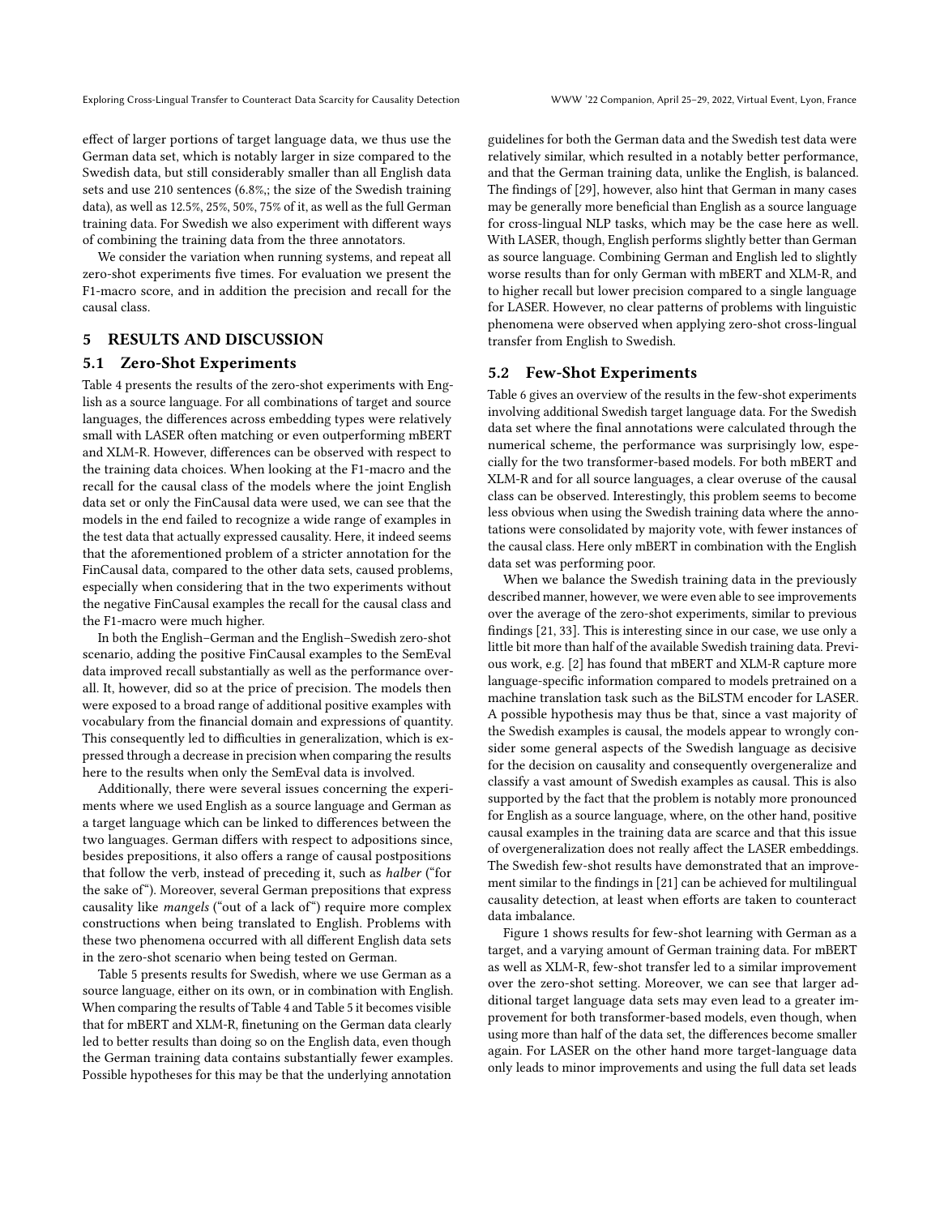effect of larger portions of target language data, we thus use the German data set, which is notably larger in size compared to the Swedish data, but still considerably smaller than all English data sets and use 210 sentences (6.8%,; the size of the Swedish training data), as well as 12.5%, 25%, 50%, 75% of it, as well as the full German training data. For Swedish we also experiment with different ways of combining the training data from the three annotators.

We consider the variation when running systems, and repeat all zero-shot experiments five times. For evaluation we present the F1-macro score, and in addition the precision and recall for the causal class.

## 5 RESULTS AND DISCUSSION

### 5.1 Zero-Shot Experiments

Table 4 presents the results of the zero-shot experiments with English as a source language. For all combinations of target and source languages, the differences across embedding types were relatively small with LASER often matching or even outperforming mBERT and XLM-R. However, differences can be observed with respect to the training data choices. When looking at the F1-macro and the recall for the causal class of the models where the joint English data set or only the FinCausal data were used, we can see that the models in the end failed to recognize a wide range of examples in the test data that actually expressed causality. Here, it indeed seems that the aforementioned problem of a stricter annotation for the FinCausal data, compared to the other data sets, caused problems, especially when considering that in the two experiments without the negative FinCausal examples the recall for the causal class and the F1-macro were much higher.

In both the English–German and the English–Swedish zero-shot scenario, adding the positive FinCausal examples to the SemEval data improved recall substantially as well as the performance overall. It, however, did so at the price of precision. The models then were exposed to a broad range of additional positive examples with vocabulary from the financial domain and expressions of quantity. This consequently led to difficulties in generalization, which is expressed through a decrease in precision when comparing the results here to the results when only the SemEval data is involved.

Additionally, there were several issues concerning the experiments where we used English as a source language and German as a target language which can be linked to differences between the two languages. German differs with respect to adpositions since, besides prepositions, it also offers a range of causal postpositions that follow the verb, instead of preceding it, such as *halber* ("for the sake of"). Moreover, several German prepositions that express causality like *mangels* ("out of a lack of") require more complex constructions when being translated to English. Problems with these two phenomena occurred with all different English data sets in the zero-shot scenario when being tested on German.

Table 5 presents results for Swedish, where we use German as a source language, either on its own, or in combination with English. When comparing the results of Table 4 and Table 5 it becomes visible that for mBERT and XLM-R, finetuning on the German data clearly led to better results than doing so on the English data, even though the German training data contains substantially fewer examples. Possible hypotheses for this may be that the underlying annotation guidelines for both the German data and the Swedish test data were relatively similar, which resulted in a notably better performance, and that the German training data, unlike the English, is balanced. The findings of [29], however, also hint that German in many cases may be generally more beneficial than English as a source language for cross-lingual NLP tasks, which may be the case here as well. With LASER, though, English performs slightly better than German as source language. Combining German and English led to slightly worse results than for only German with mBERT and XLM-R, and to higher recall but lower precision compared to a single language for LASER. However, no clear patterns of problems with linguistic phenomena were observed when applying zero-shot cross-lingual transfer from English to Swedish.

### 5.2 Few-Shot Experiments

Table 6 gives an overview of the results in the few-shot experiments involving additional Swedish target language data. For the Swedish data set where the final annotations were calculated through the numerical scheme, the performance was surprisingly low, especially for the two transformer-based models. For both mBERT and XLM-R and for all source languages, a clear overuse of the causal class can be observed. Interestingly, this problem seems to become less obvious when using the Swedish training data where the annotations were consolidated by majority vote, with fewer instances of the causal class. Here only mBERT in combination with the English data set was performing poor.

When we balance the Swedish training data in the previously described manner, however, we were even able to see improvements over the average of the zero-shot experiments, similar to previous findings [21, 33]. This is interesting since in our case, we use only a little bit more than half of the available Swedish training data. Previous work, e.g. [2] has found that mBERT and XLM-R capture more language-specific information compared to models pretrained on a machine translation task such as the BiLSTM encoder for LASER. A possible hypothesis may thus be that, since a vast majority of the Swedish examples is causal, the models appear to wrongly consider some general aspects of the Swedish language as decisive for the decision on causality and consequently overgeneralize and classify a vast amount of Swedish examples as causal. This is also supported by the fact that the problem is notably more pronounced for English as a source language, where, on the other hand, positive causal examples in the training data are scarce and that this issue of overgeneralization does not really affect the LASER embeddings. The Swedish few-shot results have demonstrated that an improvement similar to the findings in [21] can be achieved for multilingual causality detection, at least when efforts are taken to counteract data imbalance.

Figure 1 shows results for few-shot learning with German as a target, and a varying amount of German training data. For mBERT as well as XLM-R, few-shot transfer led to a similar improvement over the zero-shot setting. Moreover, we can see that larger additional target language data sets may even lead to a greater improvement for both transformer-based models, even though, when using more than half of the data set, the differences become smaller again. For LASER on the other hand more target-language data only leads to minor improvements and using the full data set leads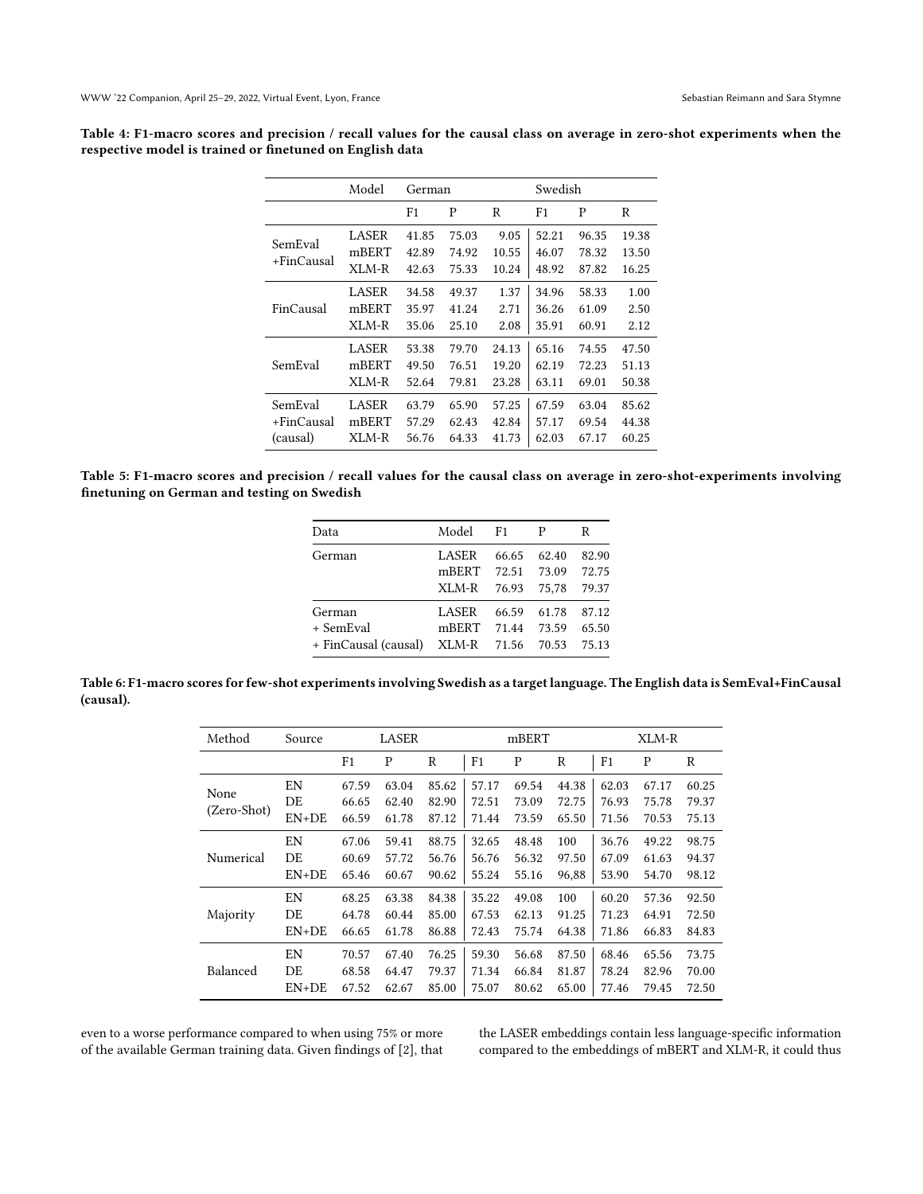**Table 4: F1-macro scores and precision / recall values for the causal class on average in zero-shot experiments when the respective model is trained or finetuned on English data**

| | Model | German | | | Swedish | | |
|---|---|---|---|---|---|---|---|
| | | F1 | P | R | F1 | P | R |
| SemEval +FinCausal | LASER | 41.85 | 75.03 | 9.05 | 52.21 | 96.35 | 19.38 |
| | mBERT | 42.89 | 74.92 | 10.55 | 46.07 | 78.32 | 13.50 |
| | XLM-R | 42.63 | 75.33 | 10.24 | 48.92 | 87.82 | 16.25 |
| FinCausal | LASER | 34.58 | 49.37 | 1.37 | 34.96 | 58.33 | 1.00 |
| | mBERT | 35.97 | 41.24 | 2.71 | 36.26 | 61.09 | 2.50 |
| | XLM-R | 35.06 | 25.10 | 2.08 | 35.91 | 60.91 | 2.12 |
| SemEval | LASER | 53.38 | 79.70 | 24.13 | 65.16 | 74.55 | 47.50 |
| | mBERT | 49.50 | 76.51 | 19.20 | 62.19 | 72.23 | 51.13 |
| | XLM-R | 52.64 | 79.81 | 23.28 | 63.11 | 69.01 | 50.38 |
| SemEval +FinCausal (causal) | LASER | 63.79 | 65.90 | 57.25 | 67.59 | 63.04 | 85.62 |
| | mBERT | 57.29 | 62.43 | 42.84 | 57.17 | 69.54 | 44.38 |
| | XLM-R | 56.76 | 64.33 | 41.73 | 62.03 | 67.17 | 60.25 |

**Table 5: F1-macro scores and precision / recall values for the causal class on average in zero-shot-experiments involving finetuning on German and testing on Swedish**

| Data | Model | F1 | P | R |
|---|---|---|---|---|
| German | LASER | 66.65 | 62.40 | 82.90 |
| | mBERT | 72.51 | 73.09 | 72.75 |
| | XLM-R | 76.93 | 75,78 | 79.37 |
| German + SemEval + FinCausal (causal) | LASER | 66.59 | 61.78 | 87.12 |
| | mBERT | 71.44 | 73.59 | 65.50 |
| | XLM-R | 71.56 | 70.53 | 75.13 |

**Table 6: F1-macro scores for few-shot experiments involving Swedish as a target language. The English data is SemEval+FinCausal (causal).**

| Method | Source | LASER | | | mBERT | | | XLM-R | | |
|---|---|---|---|---|---|---|---|---|---|---|
| | | F1 | P | R | F1 | P | R | F1 | P | R |
| None (Zero-Shot) | EN | 67.59 | 63.04 | 85.62 | 57.17 | 69.54 | 44.38 | 62.03 | 67.17 | 60.25 |
| | DE | 66.65 | 62.40 | 82.90 | 72.51 | 73.09 | 72.75 | 76.93 | 75.78 | 79.37 |
| | EN+DE | 66.59 | 61.78 | 87.12 | 71.44 | 73.59 | 65.50 | 71.56 | 70.53 | 75.13 |
| Numerical | EN | 67.06 | 59.41 | 88.75 | 32.65 | 48.48 | 100 | 36.76 | 49.22 | 98.75 |
| | DE | 60.69 | 57.72 | 56.76 | 56.76 | 56.32 | 97.50 | 67.09 | 61.63 | 94.37 |
| | EN+DE | 65.46 | 60.67 | 90.62 | 55.24 | 55.16 | 96,88 | 53.90 | 54.70 | 98.12 |
| Majority | EN | 68.25 | 63.38 | 84.38 | 35.22 | 49.08 | 100 | 60.20 | 57.36 | 92.50 |
| | DE | 64.78 | 60.44 | 85.00 | 67.53 | 62.13 | 91.25 | 71.23 | 64.91 | 72.50 |
| | EN+DE | 66.65 | 61.78 | 86.88 | 72.43 | 75.74 | 64.38 | 71.86 | 66.83 | 84.83 |
| Balanced | EN | 70.57 | 67.40 | 76.25 | 59.30 | 56.68 | 87.50 | 68.46 | 65.56 | 73.75 |
| | DE | 68.58 | 64.47 | 79.37 | 71.34 | 66.84 | 81.87 | 78.24 | 82.96 | 70.00 |
| | EN+DE | 67.52 | 62.67 | 85.00 | 75.07 | 80.62 | 65.00 | 77.46 | 79.45 | 72.50 |

even to a worse performance compared to when using 75% or more of the available German training data. Given findings of [2], that the LASER embeddings contain less language-specific information compared to the embeddings of mBERT and XLM-R, it could thus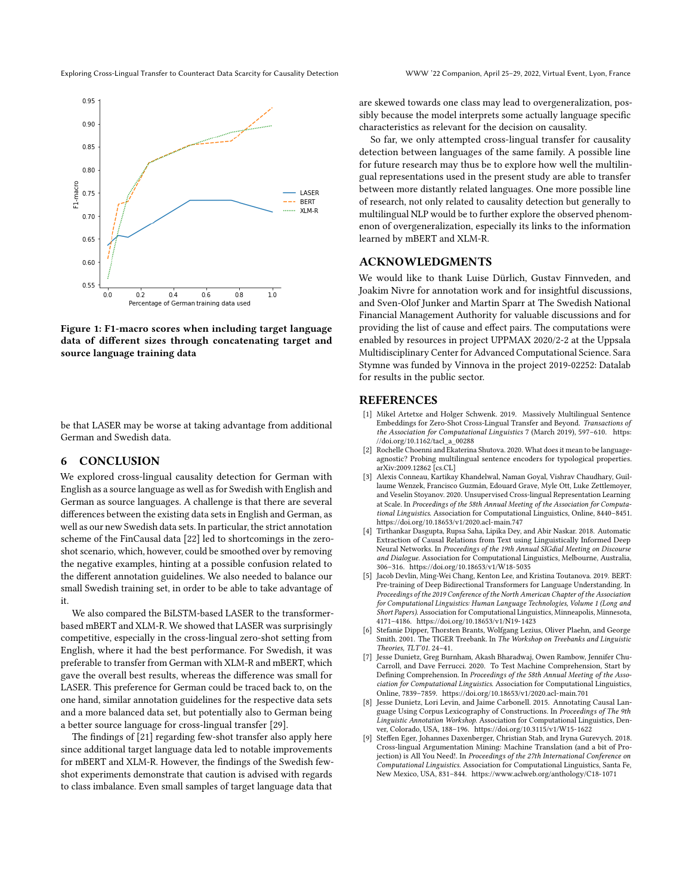Figure 1: F1-macro scores when including target language data of different sizes through concatenating target and source language training data

be that LASER may be worse at taking advantage from additional German and Swedish data.

## 6 CONCLUSION

We explored cross-lingual causality detection for German with English as a source language as well as for Swedish with English and German as source languages. A challenge is that there are several differences between the existing data sets in English and German, as well as our new Swedish data sets. In particular, the strict annotation scheme of the FinCausal data [22] led to shortcomings in the zero-shot scenario, which, however, could be smoothed over by removing the negative examples, hinting at a possible confusion related to the different annotation guidelines. We also needed to balance our small Swedish training set, in order to be able to take advantage of it.

We also compared the BiLSTM-based LASER to the transformer-based mBERT and XLM-R. We showed that LASER was surprisingly competitive, especially in the cross-lingual zero-shot setting from English, where it had the best performance. For Swedish, it was preferable to transfer from German with XLM-R and mBERT, which gave the overall best results, whereas the difference was small for LASER. This preference for German could be traced back to, on the one hand, similar annotation guidelines for the respective data sets and a more balanced data set, but potentially also to German being a better source language for cross-lingual transfer [29].

The findings of [21] regarding few-shot transfer also apply here since additional target language data led to notable improvements for mBERT and XLM-R. However, the findings of the Swedish few-shot experiments demonstrate that caution is advised with regards to class imbalance. Even small samples of target language data that are skewed towards one class may lead to overgeneralization, possibly because the model interprets some actually language specific characteristics as relevant for the decision on causality.

So far, we only attempted cross-lingual transfer for causality detection between languages of the same family. A possible line for future research may thus be to explore how well the multilingual representations used in the present study are able to transfer between more distantly related languages. One more possible line of research, not only related to causality detection but generally to multilingual NLP would be to further explore the observed phenomenon of overgeneralization, especially its links to the information learned by mBERT and XLM-R.

## ACKNOWLEDGMENTS

We would like to thank Luise Dürlich, Gustav Finnveden, and Joakim Nivre for annotation work and for insightful discussions, and Sven-Olof Junker and Martin Sparr at The Swedish National Financial Management Authority for valuable discussions and for providing the list of cause and effect pairs. The computations were enabled by resources in project UPPMAX 2020/2-2 at the Uppsala Multidisciplinary Center for Advanced Computational Science. Sara Stymne was funded by Vinnova in the project 2019-02252: Datalab for results in the public sector.

## REFERENCES

- [1] Mikel Artetxe and Holger Schwenk. 2019. Massively Multilingual Sentence Embeddings for Zero-Shot Cross-Lingual Transfer and Beyond. *Transactions of the Association for Computational Linguistics* 7 (March 2019), 597–610. https://doi.org/10.1162/tacl_a_00288
- [2] Rochelle Choenni and Ekaterina Shutova. 2020. What does it mean to be language-agnostic? Probing multilingual sentence encoders for typological properties. arXiv:2009.12862 [cs.CL]
- [3] Alexis Conneau, Kartikay Khandelwal, Naman Goyal, Vishrav Chaudhary, Guillaume Wenzek, Francisco Guzmán, Edouard Grave, Myle Ott, Luke Zettlemoyer, and Veselin Stoyanov. 2020. Unsupervised Cross-lingual Representation Learning at Scale. In *Proceedings of the 58th Annual Meeting of the Association for Computational Linguistics*. Association for Computational Linguistics, Online, 8440–8451. https://doi.org/10.18653/v1/2020.acl-main.747
- [4] Tirthankar Dasgupta, Rupsa Saha, Lipika Dey, and Abir Naskar. 2018. Automatic Extraction of Causal Relations from Text using Linguistically Informed Deep Neural Networks. In *Proceedings of the 19th Annual SIGdial Meeting on Discourse and Dialogue*. Association for Computational Linguistics, Melbourne, Australia, 306–316. https://doi.org/10.18653/v1/W18-5035
- [5] Jacob Devlin, Ming-Wei Chang, Kenton Lee, and Kristina Toutanova. 2019. BERT: Pre-training of Deep Bidirectional Transformers for Language Understanding. In *Proceedings of the 2019 Conference of the North American Chapter of the Association for Computational Linguistics: Human Language Technologies, Volume 1 (Long and Short Papers)*. Association for Computational Linguistics, Minneapolis, Minnesota, 4171–4186. https://doi.org/10.18653/v1/N19-1423
- [6] Stefanie Dipper, Thorsten Brants, Wolfgang Lezius, Oliver Plaehn, and George Smith. 2001. The TIGER Treebank. In *The Workshop on Treebanks and Linguistic Theories, TLT'01*. 24–41.
- [7] Jesse Dunietz, Greg Burnham, Akash Bharadwaj, Owen Rambow, Jennifer Chu-Carroll, and Dave Ferrucci. 2020. To Test Machine Comprehension, Start by Defining Comprehension. In *Proceedings of the 58th Annual Meeting of the Association for Computational Linguistics*. Association for Computational Linguistics, Online, 7839–7859. https://doi.org/10.18653/v1/2020.acl-main.701
- [8] Jesse Dunietz, Lori Levin, and Jaime Carbonell. 2015. Annotating Causal Language Using Corpus Lexicography of Constructions. In *Proceedings of The 9th Linguistic Annotation Workshop*. Association for Computational Linguistics, Denver, Colorado, USA, 188–196. https://doi.org/10.3115/v1/W15-1622
- [9] Steffen Eger, Johannes Daxenberger, Christian Stab, and Iryna Gurevych. 2018. Cross-lingual Argumentation Mining: Machine Translation (and a bit of Projection) is All You Need!. In *Proceedings of the 27th International Conference on Computational Linguistics*. Association for Computational Linguistics, Santa Fe, New Mexico, USA, 831–844. https://www.aclweb.org/anthology/C18-1071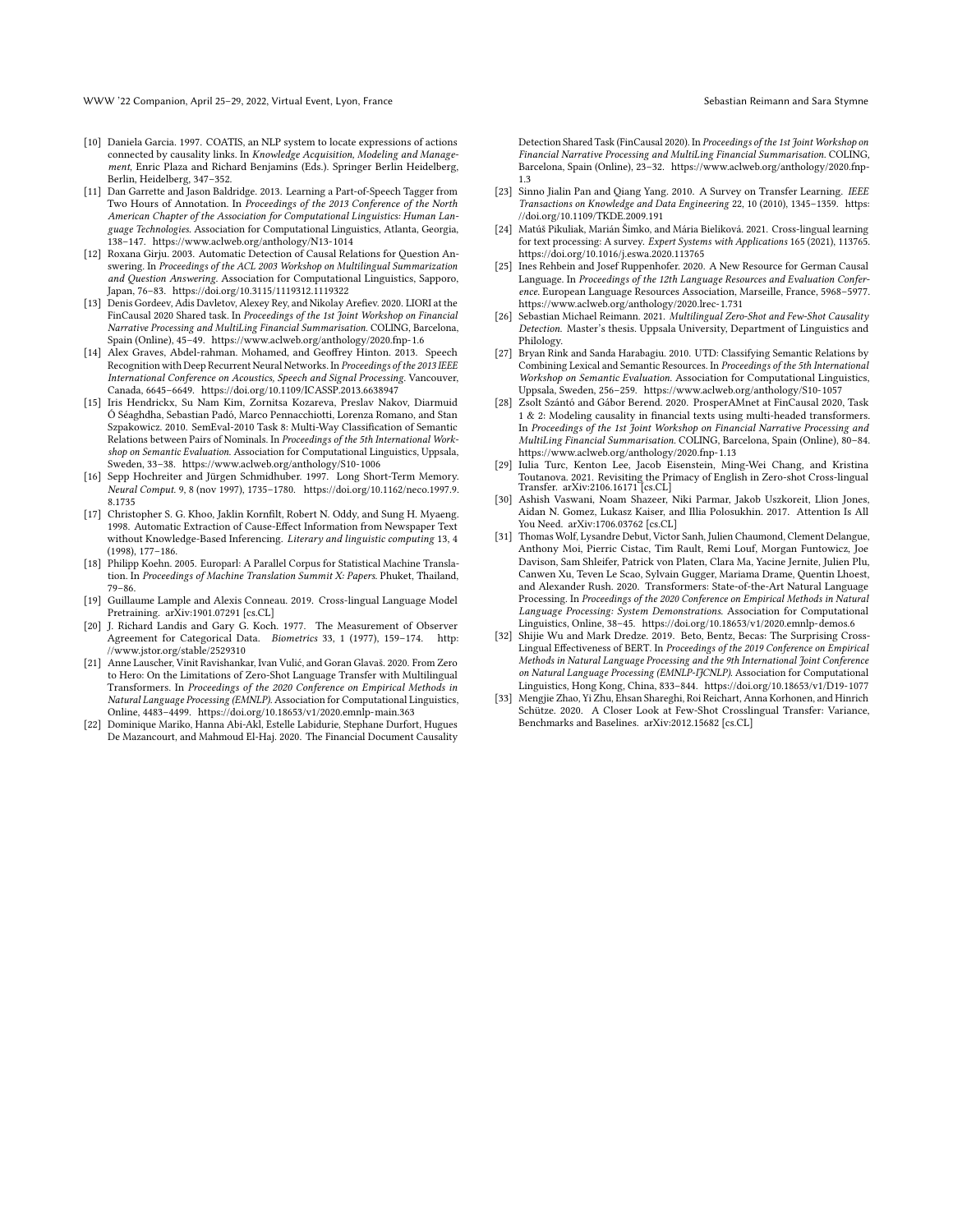- [10] Daniela Garcia. 1997. COATIS, an NLP system to locate expressions of actions connected by causality links. In *Knowledge Acquisition, Modeling and Management*, Enric Plaza and Richard Benjamins (Eds.). Springer Berlin Heidelberg, Berlin, Heidelberg, 347–352.
- [11] Dan Garrette and Jason Baldridge. 2013. Learning a Part-of-Speech Tagger from Two Hours of Annotation. In *Proceedings of the 2013 Conference of the North American Chapter of the Association for Computational Linguistics: Human Language Technologies*. Association for Computational Linguistics, Atlanta, Georgia, 138–147. https://www.aclweb.org/anthology/N13-1014
- [12] Roxana Girju. 2003. Automatic Detection of Causal Relations for Question Answering. In *Proceedings of the ACL 2003 Workshop on Multilingual Summarization and Question Answering*. Association for Computational Linguistics, Sapporo, Japan, 76–83. https://doi.org/10.3115/1119312.1119322
- [13] Denis Gordeev, Adis Davletov, Alexey Rey, and Nikolay Arefiev. 2020. LIORI at the FinCausal 2020 Shared task. In *Proceedings of the 1st Joint Workshop on Financial Narrative Processing and MultiLing Financial Summarisation*. COLING, Barcelona, Spain (Online), 45–49. https://www.aclweb.org/anthology/2020.fnp-1.6
- [14] Alex Graves, Abdel-rahman. Mohamed, and Geoffrey Hinton. 2013. Speech Recognition with Deep Recurrent Neural Networks. In *Proceedings of the 2013 IEEE International Conference on Acoustics, Speech and Signal Processing*. Vancouver, Canada, 6645–6649. https://doi.org/10.1109/ICASSP.2013.6638947
- [15] Iris Hendrickx, Su Nam Kim, Zornitsa Kozareva, Preslav Nakov, Diarmuid Ó Séaghdha, Sebastian Padó, Marco Pennacchiotti, Lorenza Romano, and Stan Szpakowicz. 2010. SemEval-2010 Task 8: Multi-Way Classification of Semantic Relations between Pairs of Nominals. In *Proceedings of the 5th International Workshop on Semantic Evaluation*. Association for Computational Linguistics, Uppsala, Sweden, 33–38. https://www.aclweb.org/anthology/S10-1006
- [16] Sepp Hochreiter and Jürgen Schmidhuber. 1997. Long Short-Term Memory. *Neural Comput.* 9, 8 (nov 1997), 1735–1780. https://doi.org/10.1162/neco.1997.9.8.1735
- [17] Christopher S. G. Khoo, Jaklin Kornfilt, Robert N. Oddy, and Sung H. Myaeng. 1998. Automatic Extraction of Cause-Effect Information from Newspaper Text without Knowledge-Based Inferencing. *Literary and linguistic computing* 13, 4 (1998), 177–186.
- [18] Philipp Koehn. 2005. Europarl: A Parallel Corpus for Statistical Machine Translation. In *Proceedings of Machine Translation Summit X: Papers*. Phuket, Thailand, 79–86.
- [19] Guillaume Lample and Alexis Conneau. 2019. Cross-lingual Language Model Pretraining. arXiv:1901.07291 [cs.CL]
- [20] J. Richard Landis and Gary G. Koch. 1977. The Measurement of Observer Agreement for Categorical Data. *Biometrics* 33, 1 (1977), 159–174. http://www.jstor.org/stable/2529310
- [21] Anne Lauscher, Vinit Ravishankar, Ivan Vulić, and Goran Glavaš. 2020. From Zero to Hero: On the Limitations of Zero-Shot Language Transfer with Multilingual Transformers. In *Proceedings of the 2020 Conference on Empirical Methods in Natural Language Processing (EMNLP)*. Association for Computational Linguistics, Online, 4483–4499. https://doi.org/10.18653/v1/2020.emnlp-main.363
- [22] Dominique Mariko, Hanna Abi-Akl, Estelle Labidurie, Stephane Durfort, Hugues De Mazancourt, and Mahmoud El-Haj. 2020. The Financial Document Causality Detection Shared Task (FinCausal 2020). In *Proceedings of the 1st Joint Workshop on Financial Narrative Processing and MultiLing Financial Summarisation*. COLING, Barcelona, Spain (Online), 23–32. https://www.aclweb.org/anthology/2020.fnp-1.3
- [23] Sinno Jialin Pan and Qiang Yang. 2010. A Survey on Transfer Learning. *IEEE Transactions on Knowledge and Data Engineering* 22, 10 (2010), 1345–1359. https://doi.org/10.1109/TKDE.2009.191
- [24] Matúš Pikuliak, Marián Šimko, and Mária Bieliková. 2021. Cross-lingual learning for text processing: A survey. *Expert Systems with Applications* 165 (2021), 113765. https://doi.org/10.1016/j.eswa.2020.113765
- [25] Ines Rehbein and Josef Ruppenhofer. 2020. A New Resource for German Causal Language. In *Proceedings of the 12th Language Resources and Evaluation Conference*. European Language Resources Association, Marseille, France, 5968–5977. https://www.aclweb.org/anthology/2020.lrec-1.731
- [26] Sebastian Michael Reimann. 2021. *Multilingual Zero-Shot and Few-Shot Causality Detection.* Master's thesis. Uppsala University, Department of Linguistics and Philology.
- [27] Bryan Rink and Sanda Harabagiu. 2010. UTD: Classifying Semantic Relations by Combining Lexical and Semantic Resources. In *Proceedings of the 5th International Workshop on Semantic Evaluation*. Association for Computational Linguistics, Uppsala, Sweden, 256–259. https://www.aclweb.org/anthology/S10-1057
- [28] Zsolt Szántó and Gábor Berend. 2020. ProsperAMnet at FinCausal 2020, Task 1 & 2: Modeling causality in financial texts using multi-headed transformers. In *Proceedings of the 1st Joint Workshop on Financial Narrative Processing and MultiLing Financial Summarisation*. COLING, Barcelona, Spain (Online), 80–84. https://www.aclweb.org/anthology/2020.fnp-1.13
- [29] Iulia Turc, Kenton Lee, Jacob Eisenstein, Ming-Wei Chang, and Kristina Toutanova. 2021. Revisiting the Primacy of English in Zero-shot Cross-lingual Transfer. arXiv:2106.16171 [cs.CL]
- [30] Ashish Vaswani, Noam Shazeer, Niki Parmar, Jakob Uszkoreit, Llion Jones, Aidan N. Gomez, Lukasz Kaiser, and Illia Polosukhin. 2017. Attention Is All You Need. arXiv:1706.03762 [cs.CL]
- [31] Thomas Wolf, Lysandre Debut, Victor Sanh, Julien Chaumond, Clement Delangue, Anthony Moi, Pierric Cistac, Tim Rault, Remi Louf, Morgan Funtowicz, Joe Davison, Sam Shleifer, Patrick von Platen, Clara Ma, Yacine Jernite, Julien Plu, Canwen Xu, Teven Le Scao, Sylvain Gugger, Mariama Drame, Quentin Lhoest, and Alexander Rush. 2020. Transformers: State-of-the-Art Natural Language Processing. In *Proceedings of the 2020 Conference on Empirical Methods in Natural Language Processing: System Demonstrations*. Association for Computational Linguistics, Online, 38–45. https://doi.org/10.18653/v1/2020.emnlp-demos.6
- [32] Shijie Wu and Mark Dredze. 2019. Beto, Bentz, Becas: The Surprising Cross-Lingual Effectiveness of BERT. In *Proceedings of the 2019 Conference on Empirical Methods in Natural Language Processing and the 9th International Joint Conference on Natural Language Processing (EMNLP-IJCNLP)*. Association for Computational Linguistics, Hong Kong, China, 833–844. https://doi.org/10.18653/v1/D19-1077
- [33] Mengjie Zhao, Yi Zhu, Ehsan Shareghi, Roi Reichart, Anna Korhonen, and Hinrich Schütze. 2020. A Closer Look at Few-Shot Crosslingual Transfer: Variance, Benchmarks and Baselines. arXiv:2012.15682 [cs.CL]